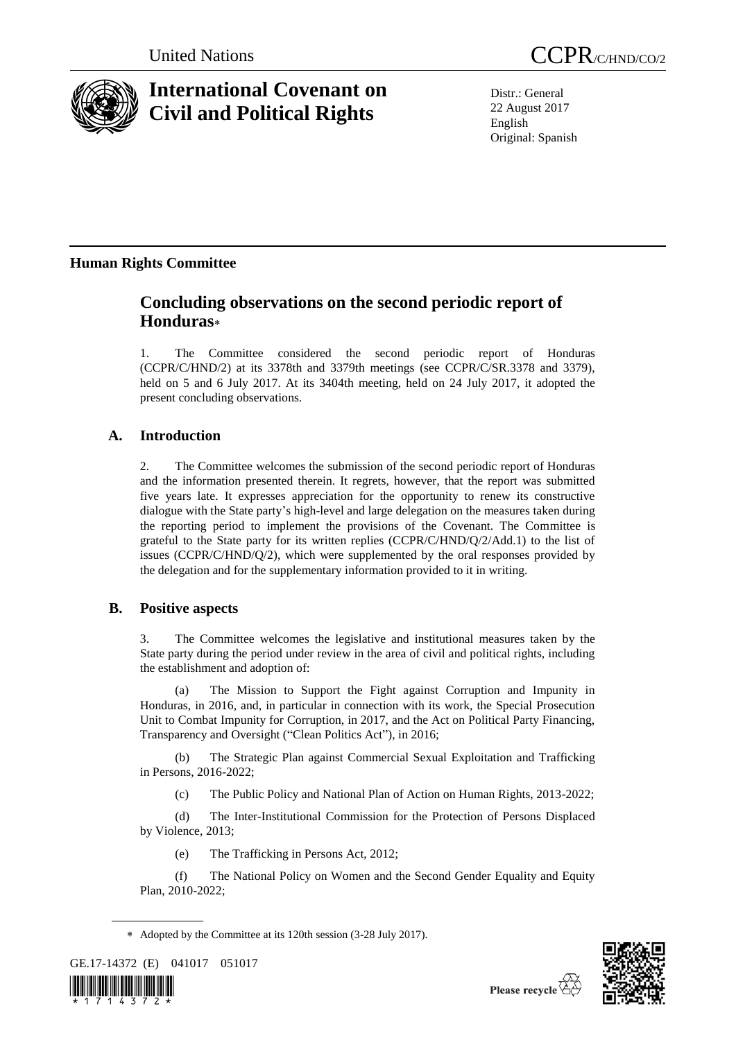United Nations

CCPR/C/HND/CO/2

# International Covenant on Civil and Political Rights

Distr.: General
22 August 2017
English
Original: Spanish

## Human Rights Committee

# Concluding observations on the second periodic report of Honduras*

1. The Committee considered the second periodic report of Honduras (CCPR/C/HND/2) at its 3378th and 3379th meetings (see CCPR/C/SR.3378 and 3379), held on 5 and 6 July 2017. At its 3404th meeting, held on 24 July 2017, it adopted the present concluding observations.

## A. Introduction

2. The Committee welcomes the submission of the second periodic report of Honduras and the information presented therein. It regrets, however, that the report was submitted five years late. It expresses appreciation for the opportunity to renew its constructive dialogue with the State party's high-level and large delegation on the measures taken during the reporting period to implement the provisions of the Covenant. The Committee is grateful to the State party for its written replies (CCPR/C/HND/Q/2/Add.1) to the list of issues (CCPR/C/HND/Q/2), which were supplemented by the oral responses provided by the delegation and for the supplementary information provided to it in writing.

## B. Positive aspects

3. The Committee welcomes the legislative and institutional measures taken by the State party during the period under review in the area of civil and political rights, including the establishment and adoption of:

(a) The Mission to Support the Fight against Corruption and Impunity in Honduras, in 2016, and, in particular in connection with its work, the Special Prosecution Unit to Combat Impunity for Corruption, in 2017, and the Act on Political Party Financing, Transparency and Oversight ("Clean Politics Act"), in 2016;

(b) The Strategic Plan against Commercial Sexual Exploitation and Trafficking in Persons, 2016-2022;

(c) The Public Policy and National Plan of Action on Human Rights, 2013-2022;

(d) The Inter-Institutional Commission for the Protection of Persons Displaced by Violence, 2013;

(e) The Trafficking in Persons Act, 2012;

(f) The National Policy on Women and the Second Gender Equality and Equity Plan, 2010-2022;

---

* Adopted by the Committee at its 120th session (3-28 July 2017).

GE.17-14372 (E) 041017 051017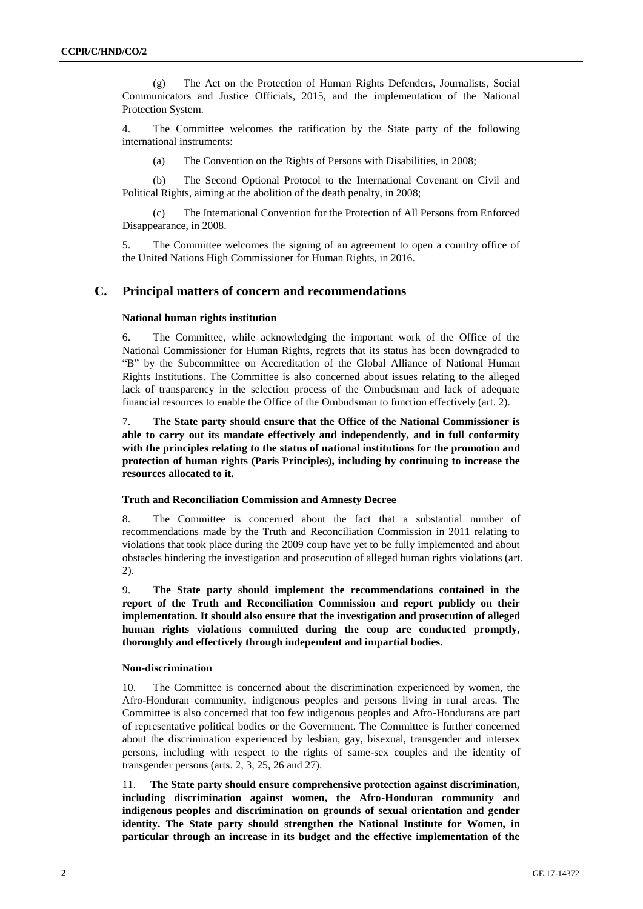(g) The Act on the Protection of Human Rights Defenders, Journalists, Social Communicators and Justice Officials, 2015, and the implementation of the National Protection System.

4. The Committee welcomes the ratification by the State party of the following international instruments:

(a) The Convention on the Rights of Persons with Disabilities, in 2008;

(b) The Second Optional Protocol to the International Covenant on Civil and Political Rights, aiming at the abolition of the death penalty, in 2008;

(c) The International Convention for the Protection of All Persons from Enforced Disappearance, in 2008.

5. The Committee welcomes the signing of an agreement to open a country office of the United Nations High Commissioner for Human Rights, in 2016.

## C. Principal matters of concern and recommendations

### National human rights institution

6. The Committee, while acknowledging the important work of the Office of the National Commissioner for Human Rights, regrets that its status has been downgraded to "B" by the Subcommittee on Accreditation of the Global Alliance of National Human Rights Institutions. The Committee is also concerned about issues relating to the alleged lack of transparency in the selection process of the Ombudsman and lack of adequate financial resources to enable the Office of the Ombudsman to function effectively (art. 2).

7. **The State party should ensure that the Office of the National Commissioner is able to carry out its mandate effectively and independently, and in full conformity with the principles relating to the status of national institutions for the promotion and protection of human rights (Paris Principles), including by continuing to increase the resources allocated to it.**

### Truth and Reconciliation Commission and Amnesty Decree

8. The Committee is concerned about the fact that a substantial number of recommendations made by the Truth and Reconciliation Commission in 2011 relating to violations that took place during the 2009 coup have yet to be fully implemented and about obstacles hindering the investigation and prosecution of alleged human rights violations (art. 2).

9. **The State party should implement the recommendations contained in the report of the Truth and Reconciliation Commission and report publicly on their implementation. It should also ensure that the investigation and prosecution of alleged human rights violations committed during the coup are conducted promptly, thoroughly and effectively through independent and impartial bodies.**

### Non-discrimination

10. The Committee is concerned about the discrimination experienced by women, the Afro-Honduran community, indigenous peoples and persons living in rural areas. The Committee is also concerned that too few indigenous peoples and Afro-Hondurans are part of representative political bodies or the Government. The Committee is further concerned about the discrimination experienced by lesbian, gay, bisexual, transgender and intersex persons, including with respect to the rights of same-sex couples and the identity of transgender persons (arts. 2, 3, 25, 26 and 27).

11. **The State party should ensure comprehensive protection against discrimination, including discrimination against women, the Afro-Honduran community and indigenous peoples and discrimination on grounds of sexual orientation and gender identity. The State party should strengthen the National Institute for Women, in particular through an increase in its budget and the effective implementation of the**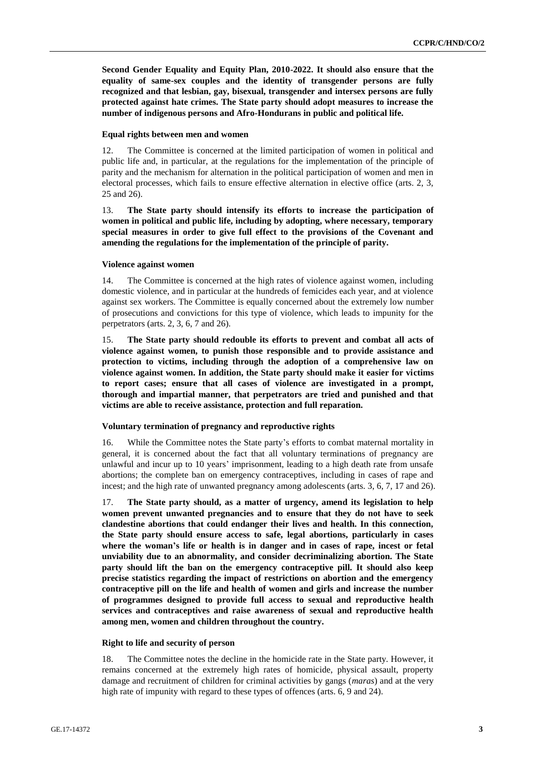**Second Gender Equality and Equity Plan, 2010-2022. It should also ensure that the equality of same-sex couples and the identity of transgender persons are fully recognized and that lesbian, gay, bisexual, transgender and intersex persons are fully protected against hate crimes. The State party should adopt measures to increase the number of indigenous persons and Afro-Hondurans in public and political life.**

#### Equal rights between men and women

12. The Committee is concerned at the limited participation of women in political and public life and, in particular, at the regulations for the implementation of the principle of parity and the mechanism for alternation in the political participation of women and men in electoral processes, which fails to ensure effective alternation in elective office (arts. 2, 3, 25 and 26).

13. **The State party should intensify its efforts to increase the participation of women in political and public life, including by adopting, where necessary, temporary special measures in order to give full effect to the provisions of the Covenant and amending the regulations for the implementation of the principle of parity.**

#### Violence against women

14. The Committee is concerned at the high rates of violence against women, including domestic violence, and in particular at the hundreds of femicides each year, and at violence against sex workers. The Committee is equally concerned about the extremely low number of prosecutions and convictions for this type of violence, which leads to impunity for the perpetrators (arts. 2, 3, 6, 7 and 26).

15. **The State party should redouble its efforts to prevent and combat all acts of violence against women, to punish those responsible and to provide assistance and protection to victims, including through the adoption of a comprehensive law on violence against women. In addition, the State party should make it easier for victims to report cases; ensure that all cases of violence are investigated in a prompt, thorough and impartial manner, that perpetrators are tried and punished and that victims are able to receive assistance, protection and full reparation.**

#### Voluntary termination of pregnancy and reproductive rights

16. While the Committee notes the State party's efforts to combat maternal mortality in general, it is concerned about the fact that all voluntary terminations of pregnancy are unlawful and incur up to 10 years' imprisonment, leading to a high death rate from unsafe abortions; the complete ban on emergency contraceptives, including in cases of rape and incest; and the high rate of unwanted pregnancy among adolescents (arts. 3, 6, 7, 17 and 26).

17. **The State party should, as a matter of urgency, amend its legislation to help women prevent unwanted pregnancies and to ensure that they do not have to seek clandestine abortions that could endanger their lives and health. In this connection, the State party should ensure access to safe, legal abortions, particularly in cases where the woman's life or health is in danger and in cases of rape, incest or fetal unviability due to an abnormality, and consider decriminalizing abortion. The State party should lift the ban on the emergency contraceptive pill. It should also keep precise statistics regarding the impact of restrictions on abortion and the emergency contraceptive pill on the life and health of women and girls and increase the number of programmes designed to provide full access to sexual and reproductive health services and contraceptives and raise awareness of sexual and reproductive health among men, women and children throughout the country.**

#### Right to life and security of person

18. The Committee notes the decline in the homicide rate in the State party. However, it remains concerned at the extremely high rates of homicide, physical assault, property damage and recruitment of children for criminal activities by gangs (*maras*) and at the very high rate of impunity with regard to these types of offences (arts. 6, 9 and 24).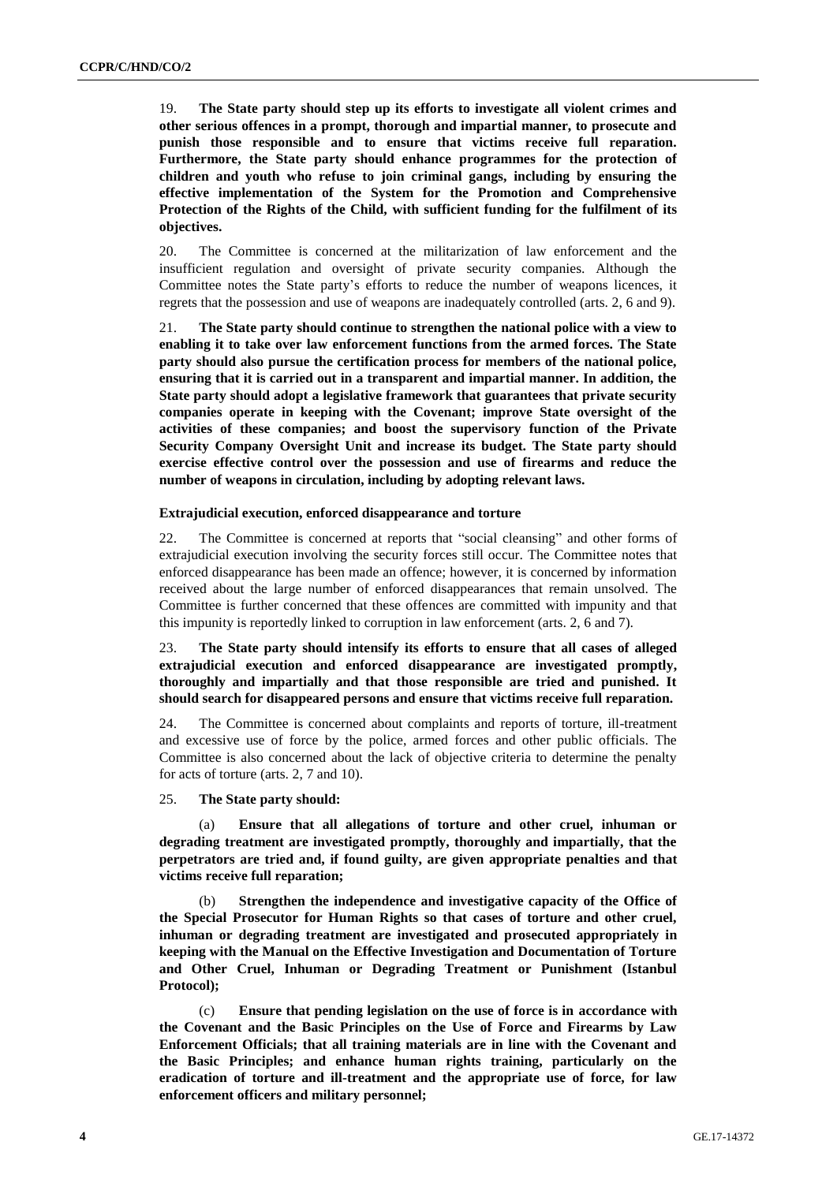19. **The State party should step up its efforts to investigate all violent crimes and other serious offences in a prompt, thorough and impartial manner, to prosecute and punish those responsible and to ensure that victims receive full reparation. Furthermore, the State party should enhance programmes for the protection of children and youth who refuse to join criminal gangs, including by ensuring the effective implementation of the System for the Promotion and Comprehensive Protection of the Rights of the Child, with sufficient funding for the fulfilment of its objectives.**

20. The Committee is concerned at the militarization of law enforcement and the insufficient regulation and oversight of private security companies. Although the Committee notes the State party's efforts to reduce the number of weapons licences, it regrets that the possession and use of weapons are inadequately controlled (arts. 2, 6 and 9).

21. **The State party should continue to strengthen the national police with a view to enabling it to take over law enforcement functions from the armed forces. The State party should also pursue the certification process for members of the national police, ensuring that it is carried out in a transparent and impartial manner. In addition, the State party should adopt a legislative framework that guarantees that private security companies operate in keeping with the Covenant; improve State oversight of the activities of these companies; and boost the supervisory function of the Private Security Company Oversight Unit and increase its budget. The State party should exercise effective control over the possession and use of firearms and reduce the number of weapons in circulation, including by adopting relevant laws.**

### Extrajudicial execution, enforced disappearance and torture

22. The Committee is concerned at reports that "social cleansing" and other forms of extrajudicial execution involving the security forces still occur. The Committee notes that enforced disappearance has been made an offence; however, it is concerned by information received about the large number of enforced disappearances that remain unsolved. The Committee is further concerned that these offences are committed with impunity and that this impunity is reportedly linked to corruption in law enforcement (arts. 2, 6 and 7).

23. **The State party should intensify its efforts to ensure that all cases of alleged extrajudicial execution and enforced disappearance are investigated promptly, thoroughly and impartially and that those responsible are tried and punished. It should search for disappeared persons and ensure that victims receive full reparation.**

24. The Committee is concerned about complaints and reports of torture, ill-treatment and excessive use of force by the police, armed forces and other public officials. The Committee is also concerned about the lack of objective criteria to determine the penalty for acts of torture (arts. 2, 7 and 10).

25. **The State party should:**

(a) **Ensure that all allegations of torture and other cruel, inhuman or degrading treatment are investigated promptly, thoroughly and impartially, that the perpetrators are tried and, if found guilty, are given appropriate penalties and that victims receive full reparation;**

(b) **Strengthen the independence and investigative capacity of the Office of the Special Prosecutor for Human Rights so that cases of torture and other cruel, inhuman or degrading treatment are investigated and prosecuted appropriately in keeping with the Manual on the Effective Investigation and Documentation of Torture and Other Cruel, Inhuman or Degrading Treatment or Punishment (Istanbul Protocol);**

(c) **Ensure that pending legislation on the use of force is in accordance with the Covenant and the Basic Principles on the Use of Force and Firearms by Law Enforcement Officials; that all training materials are in line with the Covenant and the Basic Principles; and enhance human rights training, particularly on the eradication of torture and ill-treatment and the appropriate use of force, for law enforcement officers and military personnel;**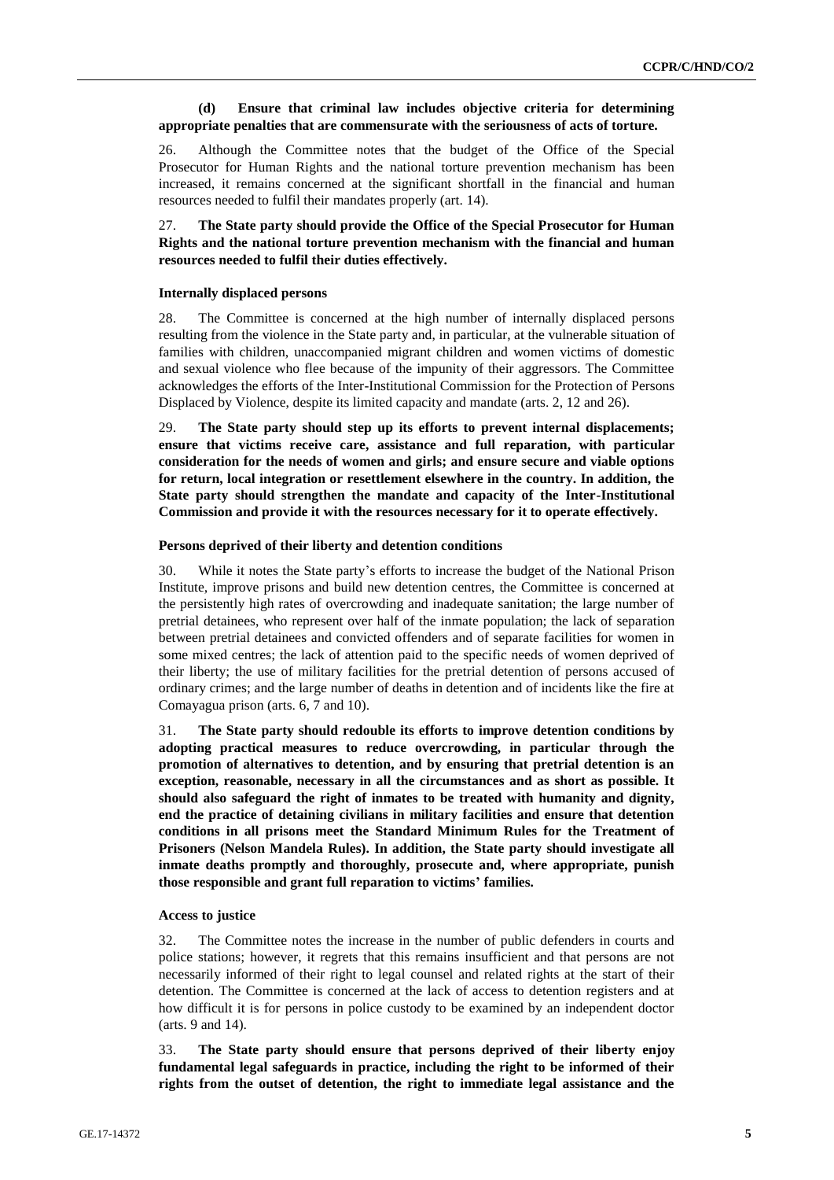**(d) Ensure that criminal law includes objective criteria for determining appropriate penalties that are commensurate with the seriousness of acts of torture.**

26. Although the Committee notes that the budget of the Office of the Special Prosecutor for Human Rights and the national torture prevention mechanism has been increased, it remains concerned at the significant shortfall in the financial and human resources needed to fulfil their mandates properly (art. 14).

27. **The State party should provide the Office of the Special Prosecutor for Human Rights and the national torture prevention mechanism with the financial and human resources needed to fulfil their duties effectively.**

### Internally displaced persons

28. The Committee is concerned at the high number of internally displaced persons resulting from the violence in the State party and, in particular, at the vulnerable situation of families with children, unaccompanied migrant children and women victims of domestic and sexual violence who flee because of the impunity of their aggressors. The Committee acknowledges the efforts of the Inter-Institutional Commission for the Protection of Persons Displaced by Violence, despite its limited capacity and mandate (arts. 2, 12 and 26).

29. **The State party should step up its efforts to prevent internal displacements; ensure that victims receive care, assistance and full reparation, with particular consideration for the needs of women and girls; and ensure secure and viable options for return, local integration or resettlement elsewhere in the country. In addition, the State party should strengthen the mandate and capacity of the Inter-Institutional Commission and provide it with the resources necessary for it to operate effectively.**

### Persons deprived of their liberty and detention conditions

30. While it notes the State party's efforts to increase the budget of the National Prison Institute, improve prisons and build new detention centres, the Committee is concerned at the persistently high rates of overcrowding and inadequate sanitation; the large number of pretrial detainees, who represent over half of the inmate population; the lack of separation between pretrial detainees and convicted offenders and of separate facilities for women in some mixed centres; the lack of attention paid to the specific needs of women deprived of their liberty; the use of military facilities for the pretrial detention of persons accused of ordinary crimes; and the large number of deaths in detention and of incidents like the fire at Comayagua prison (arts. 6, 7 and 10).

31. **The State party should redouble its efforts to improve detention conditions by adopting practical measures to reduce overcrowding, in particular through the promotion of alternatives to detention, and by ensuring that pretrial detention is an exception, reasonable, necessary in all the circumstances and as short as possible. It should also safeguard the right of inmates to be treated with humanity and dignity, end the practice of detaining civilians in military facilities and ensure that detention conditions in all prisons meet the Standard Minimum Rules for the Treatment of Prisoners (Nelson Mandela Rules). In addition, the State party should investigate all inmate deaths promptly and thoroughly, prosecute and, where appropriate, punish those responsible and grant full reparation to victims' families.**

### Access to justice

32. The Committee notes the increase in the number of public defenders in courts and police stations; however, it regrets that this remains insufficient and that persons are not necessarily informed of their right to legal counsel and related rights at the start of their detention. The Committee is concerned at the lack of access to detention registers and at how difficult it is for persons in police custody to be examined by an independent doctor (arts. 9 and 14).

33. **The State party should ensure that persons deprived of their liberty enjoy fundamental legal safeguards in practice, including the right to be informed of their rights from the outset of detention, the right to immediate legal assistance and the**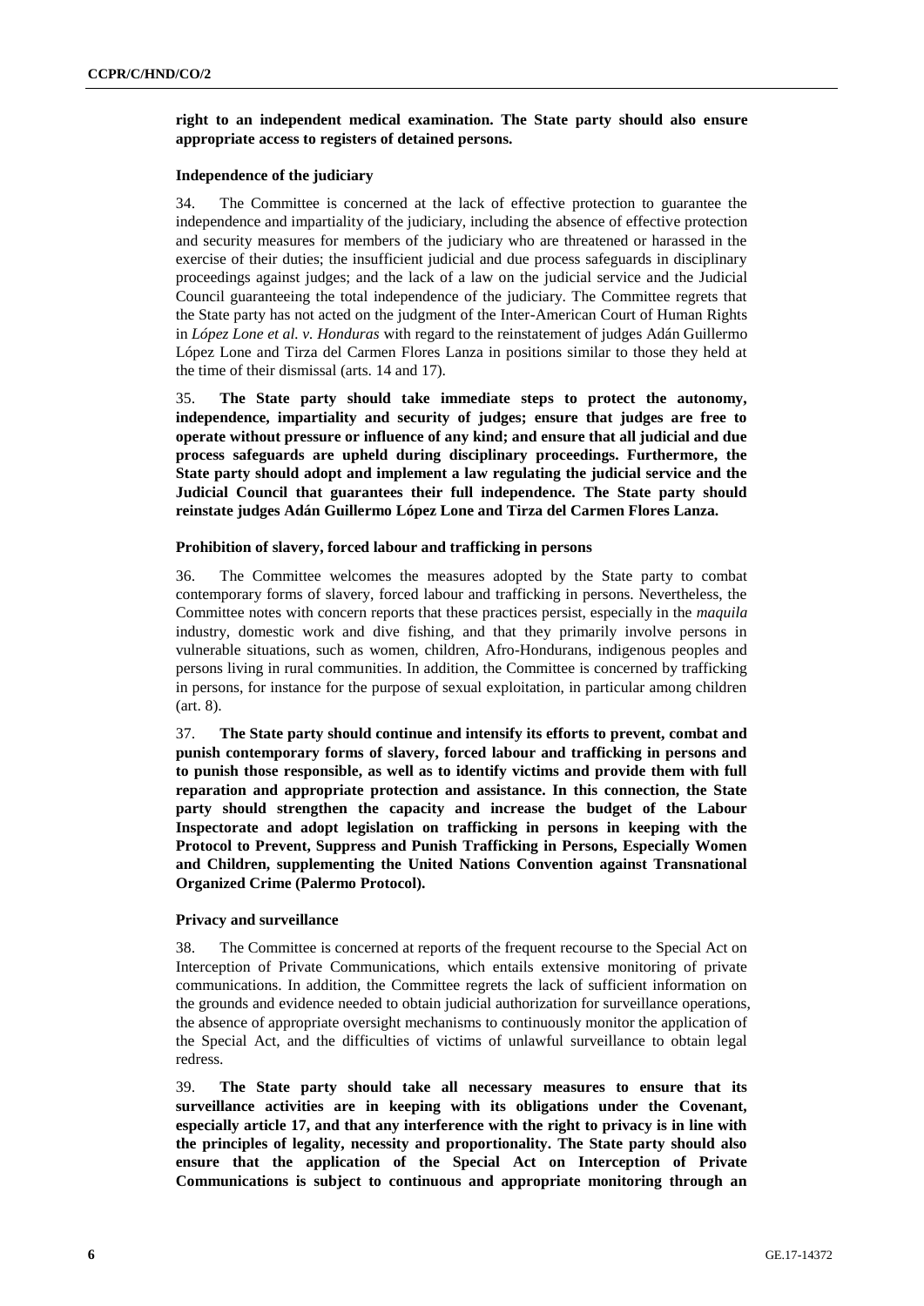**right to an independent medical examination. The State party should also ensure appropriate access to registers of detained persons.**

### Independence of the judiciary

34. The Committee is concerned at the lack of effective protection to guarantee the independence and impartiality of the judiciary, including the absence of effective protection and security measures for members of the judiciary who are threatened or harassed in the exercise of their duties; the insufficient judicial and due process safeguards in disciplinary proceedings against judges; and the lack of a law on the judicial service and the Judicial Council guaranteeing the total independence of the judiciary. The Committee regrets that the State party has not acted on the judgment of the Inter-American Court of Human Rights in *López Lone et al. v. Honduras* with regard to the reinstatement of judges Adán Guillermo López Lone and Tirza del Carmen Flores Lanza in positions similar to those they held at the time of their dismissal (arts. 14 and 17).

35. **The State party should take immediate steps to protect the autonomy, independence, impartiality and security of judges; ensure that judges are free to operate without pressure or influence of any kind; and ensure that all judicial and due process safeguards are upheld during disciplinary proceedings. Furthermore, the State party should adopt and implement a law regulating the judicial service and the Judicial Council that guarantees their full independence. The State party should reinstate judges Adán Guillermo López Lone and Tirza del Carmen Flores Lanza.**

### Prohibition of slavery, forced labour and trafficking in persons

36. The Committee welcomes the measures adopted by the State party to combat contemporary forms of slavery, forced labour and trafficking in persons. Nevertheless, the Committee notes with concern reports that these practices persist, especially in the *maquila* industry, domestic work and dive fishing, and that they primarily involve persons in vulnerable situations, such as women, children, Afro-Hondurans, indigenous peoples and persons living in rural communities. In addition, the Committee is concerned by trafficking in persons, for instance for the purpose of sexual exploitation, in particular among children (art. 8).

37. **The State party should continue and intensify its efforts to prevent, combat and punish contemporary forms of slavery, forced labour and trafficking in persons and to punish those responsible, as well as to identify victims and provide them with full reparation and appropriate protection and assistance. In this connection, the State party should strengthen the capacity and increase the budget of the Labour Inspectorate and adopt legislation on trafficking in persons in keeping with the Protocol to Prevent, Suppress and Punish Trafficking in Persons, Especially Women and Children, supplementing the United Nations Convention against Transnational Organized Crime (Palermo Protocol).**

### Privacy and surveillance

38. The Committee is concerned at reports of the frequent recourse to the Special Act on Interception of Private Communications, which entails extensive monitoring of private communications. In addition, the Committee regrets the lack of sufficient information on the grounds and evidence needed to obtain judicial authorization for surveillance operations, the absence of appropriate oversight mechanisms to continuously monitor the application of the Special Act, and the difficulties of victims of unlawful surveillance to obtain legal redress.

39. **The State party should take all necessary measures to ensure that its surveillance activities are in keeping with its obligations under the Covenant, especially article 17, and that any interference with the right to privacy is in line with the principles of legality, necessity and proportionality. The State party should also ensure that the application of the Special Act on Interception of Private Communications is subject to continuous and appropriate monitoring through an**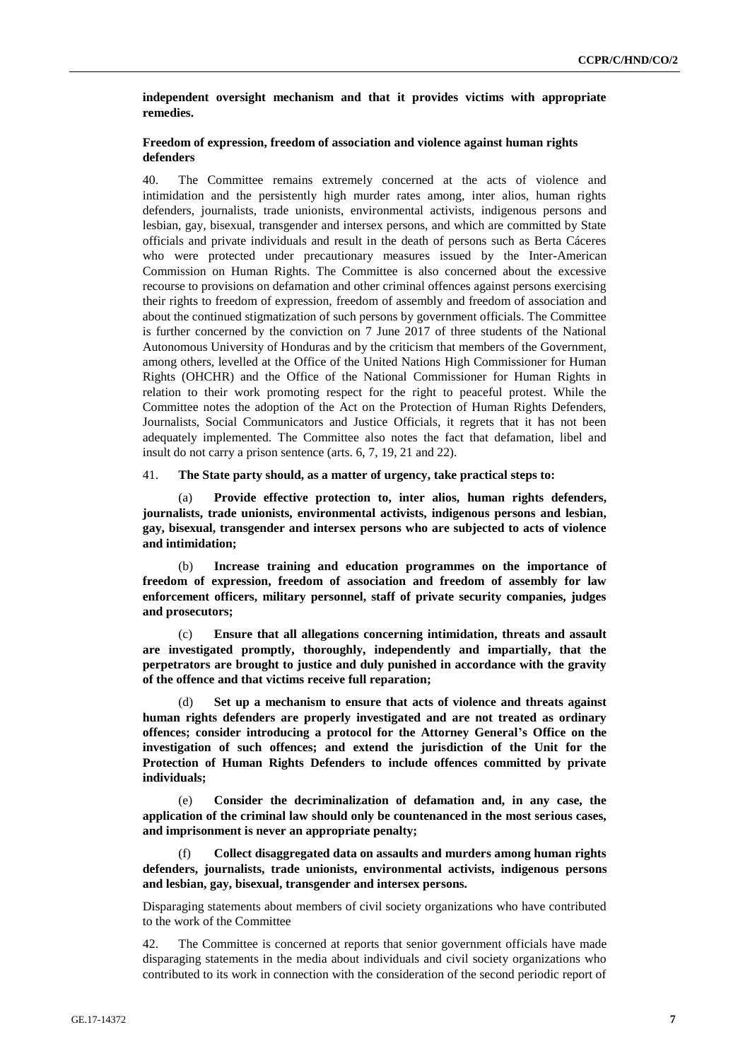**independent oversight mechanism and that it provides victims with appropriate remedies.**

### Freedom of expression, freedom of association and violence against human rights defenders

40. The Committee remains extremely concerned at the acts of violence and intimidation and the persistently high murder rates among, inter alios, human rights defenders, journalists, trade unionists, environmental activists, indigenous persons and lesbian, gay, bisexual, transgender and intersex persons, and which are committed by State officials and private individuals and result in the death of persons such as Berta Cáceres who were protected under precautionary measures issued by the Inter-American Commission on Human Rights. The Committee is also concerned about the excessive recourse to provisions on defamation and other criminal offences against persons exercising their rights to freedom of expression, freedom of assembly and freedom of association and about the continued stigmatization of such persons by government officials. The Committee is further concerned by the conviction on 7 June 2017 of three students of the National Autonomous University of Honduras and by the criticism that members of the Government, among others, levelled at the Office of the United Nations High Commissioner for Human Rights (OHCHR) and the Office of the National Commissioner for Human Rights in relation to their work promoting respect for the right to peaceful protest. While the Committee notes the adoption of the Act on the Protection of Human Rights Defenders, Journalists, Social Communicators and Justice Officials, it regrets that it has not been adequately implemented. The Committee also notes the fact that defamation, libel and insult do not carry a prison sentence (arts. 6, 7, 19, 21 and 22).

41. **The State party should, as a matter of urgency, take practical steps to:**

(a) **Provide effective protection to, inter alios, human rights defenders, journalists, trade unionists, environmental activists, indigenous persons and lesbian, gay, bisexual, transgender and intersex persons who are subjected to acts of violence and intimidation;**

(b) **Increase training and education programmes on the importance of freedom of expression, freedom of association and freedom of assembly for law enforcement officers, military personnel, staff of private security companies, judges and prosecutors;**

(c) **Ensure that all allegations concerning intimidation, threats and assault are investigated promptly, thoroughly, independently and impartially, that the perpetrators are brought to justice and duly punished in accordance with the gravity of the offence and that victims receive full reparation;**

(d) **Set up a mechanism to ensure that acts of violence and threats against human rights defenders are properly investigated and are not treated as ordinary offences; consider introducing a protocol for the Attorney General's Office on the investigation of such offences; and extend the jurisdiction of the Unit for the Protection of Human Rights Defenders to include offences committed by private individuals;**

(e) **Consider the decriminalization of defamation and, in any case, the application of the criminal law should only be countenanced in the most serious cases, and imprisonment is never an appropriate penalty;**

(f) **Collect disaggregated data on assaults and murders among human rights defenders, journalists, trade unionists, environmental activists, indigenous persons and lesbian, gay, bisexual, transgender and intersex persons.**

Disparaging statements about members of civil society organizations who have contributed to the work of the Committee

42. The Committee is concerned at reports that senior government officials have made disparaging statements in the media about individuals and civil society organizations who contributed to its work in connection with the consideration of the second periodic report of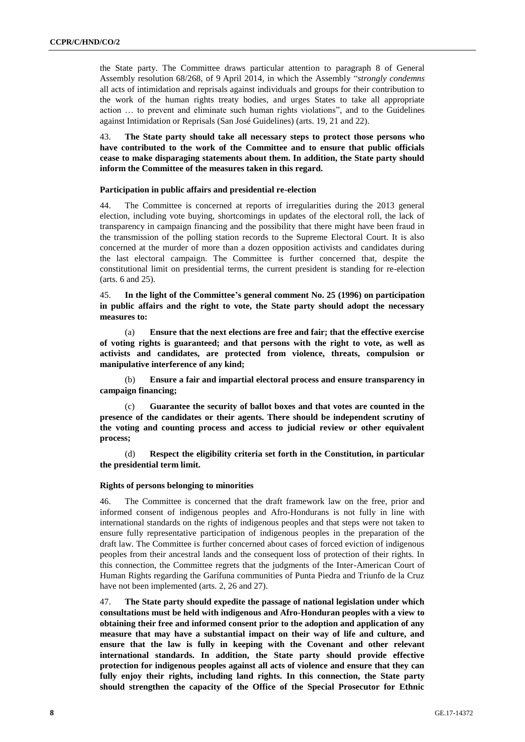the State party. The Committee draws particular attention to paragraph 8 of General Assembly resolution 68/268, of 9 April 2014, in which the Assembly "*strongly condemns* all acts of intimidation and reprisals against individuals and groups for their contribution to the work of the human rights treaty bodies, and urges States to take all appropriate action … to prevent and eliminate such human rights violations", and to the Guidelines against Intimidation or Reprisals (San José Guidelines) (arts. 19, 21 and 22).

43. **The State party should take all necessary steps to protect those persons who have contributed to the work of the Committee and to ensure that public officials cease to make disparaging statements about them. In addition, the State party should inform the Committee of the measures taken in this regard.**

### Participation in public affairs and presidential re-election

44. The Committee is concerned at reports of irregularities during the 2013 general election, including vote buying, shortcomings in updates of the electoral roll, the lack of transparency in campaign financing and the possibility that there might have been fraud in the transmission of the polling station records to the Supreme Electoral Court. It is also concerned at the murder of more than a dozen opposition activists and candidates during the last electoral campaign. The Committee is further concerned that, despite the constitutional limit on presidential terms, the current president is standing for re-election (arts. 6 and 25).

45. **In the light of the Committee's general comment No. 25 (1996) on participation in public affairs and the right to vote, the State party should adopt the necessary measures to:**

(a) **Ensure that the next elections are free and fair; that the effective exercise of voting rights is guaranteed; and that persons with the right to vote, as well as activists and candidates, are protected from violence, threats, compulsion or manipulative interference of any kind;**

(b) **Ensure a fair and impartial electoral process and ensure transparency in campaign financing;**

(c) **Guarantee the security of ballot boxes and that votes are counted in the presence of the candidates or their agents. There should be independent scrutiny of the voting and counting process and access to judicial review or other equivalent process;**

(d) **Respect the eligibility criteria set forth in the Constitution, in particular the presidential term limit.**

### Rights of persons belonging to minorities

46. The Committee is concerned that the draft framework law on the free, prior and informed consent of indigenous peoples and Afro-Hondurans is not fully in line with international standards on the rights of indigenous peoples and that steps were not taken to ensure fully representative participation of indigenous peoples in the preparation of the draft law. The Committee is further concerned about cases of forced eviction of indigenous peoples from their ancestral lands and the consequent loss of protection of their rights. In this connection, the Committee regrets that the judgments of the Inter-American Court of Human Rights regarding the Garífuna communities of Punta Piedra and Triunfo de la Cruz have not been implemented (arts. 2, 26 and 27).

47. **The State party should expedite the passage of national legislation under which consultations must be held with indigenous and Afro-Honduran peoples with a view to obtaining their free and informed consent prior to the adoption and application of any measure that may have a substantial impact on their way of life and culture, and ensure that the law is fully in keeping with the Covenant and other relevant international standards. In addition, the State party should provide effective protection for indigenous peoples against all acts of violence and ensure that they can fully enjoy their rights, including land rights. In this connection, the State party should strengthen the capacity of the Office of the Special Prosecutor for Ethnic**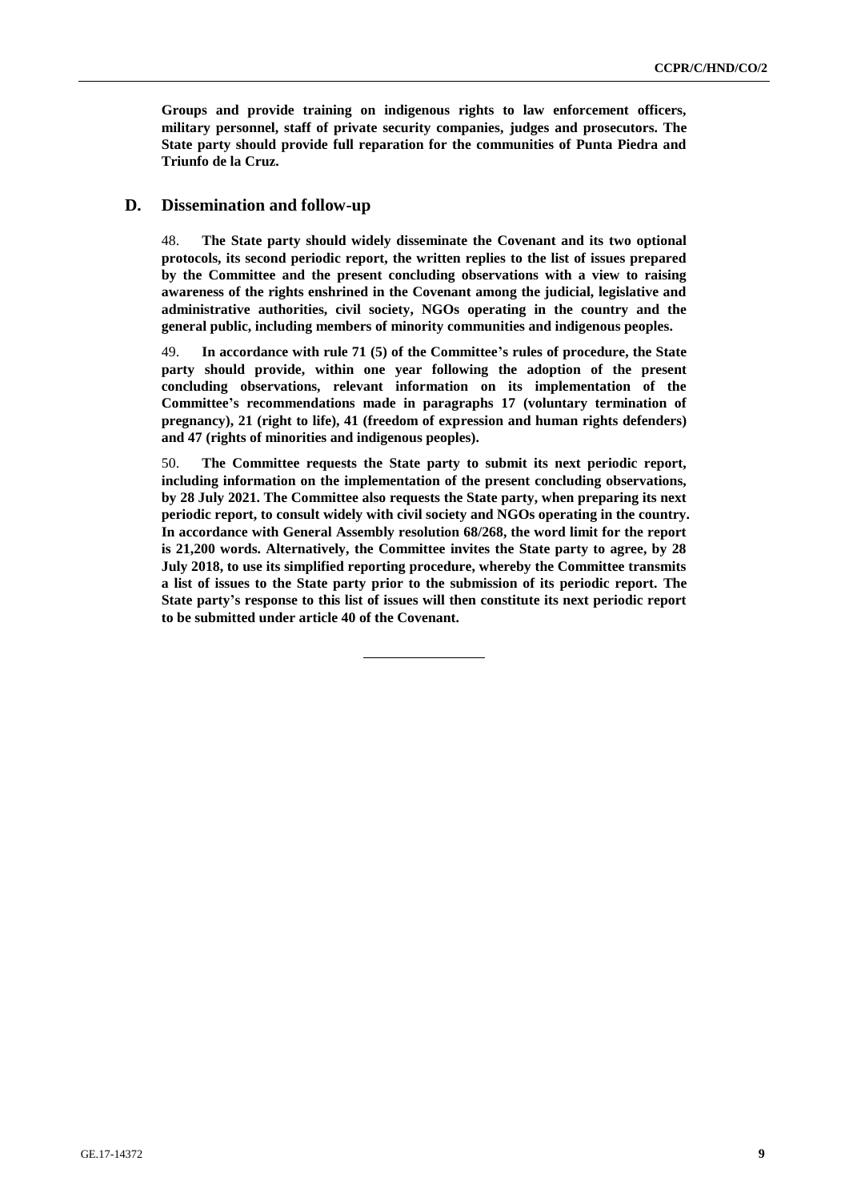**Groups and provide training on indigenous rights to law enforcement officers, military personnel, staff of private security companies, judges and prosecutors. The State party should provide full reparation for the communities of Punta Piedra and Triunfo de la Cruz.**

## D. Dissemination and follow-up

48. **The State party should widely disseminate the Covenant and its two optional protocols, its second periodic report, the written replies to the list of issues prepared by the Committee and the present concluding observations with a view to raising awareness of the rights enshrined in the Covenant among the judicial, legislative and administrative authorities, civil society, NGOs operating in the country and the general public, including members of minority communities and indigenous peoples.**

49. **In accordance with rule 71 (5) of the Committee's rules of procedure, the State party should provide, within one year following the adoption of the present concluding observations, relevant information on its implementation of the Committee's recommendations made in paragraphs 17 (voluntary termination of pregnancy), 21 (right to life), 41 (freedom of expression and human rights defenders) and 47 (rights of minorities and indigenous peoples).**

50. **The Committee requests the State party to submit its next periodic report, including information on the implementation of the present concluding observations, by 28 July 2021. The Committee also requests the State party, when preparing its next periodic report, to consult widely with civil society and NGOs operating in the country. In accordance with General Assembly resolution 68/268, the word limit for the report is 21,200 words. Alternatively, the Committee invites the State party to agree, by 28 July 2018, to use its simplified reporting procedure, whereby the Committee transmits a list of issues to the State party prior to the submission of its periodic report. The State party's response to this list of issues will then constitute its next periodic report to be submitted under article 40 of the Covenant.**